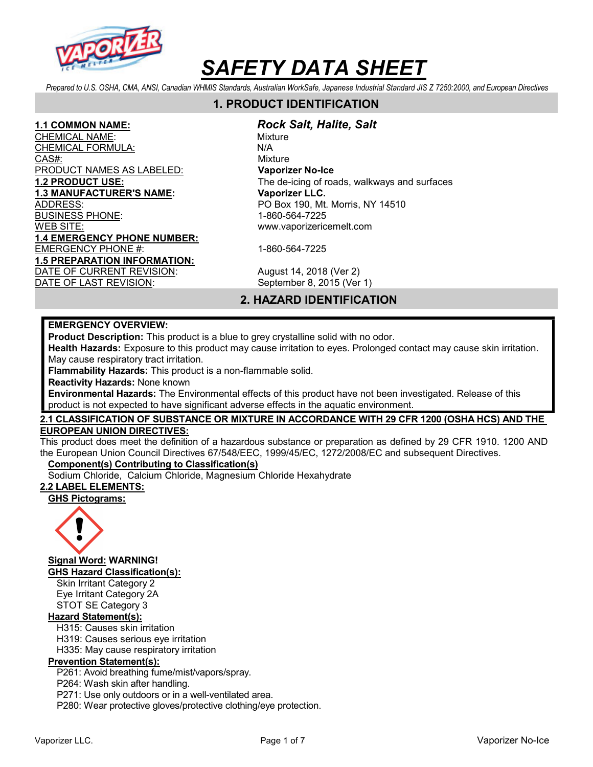# SAFETY DATA SHEET

*Prepared to U.S. OSHA, CMA, ANSI, Canadian WHMIS Standards, Australian WorkSafe, Japanese Industrial Standard JIS Z 7250:2000, and European Directives*

## 1. PRODUCT IDENTIFICATION

**1.1 COMMON NAME:** ***Rock Salt, Halite, Salt***
CHEMICAL NAME: Mixture
CHEMICAL FORMULA: N/A
CAS#: Mixture
PRODUCT NAMES AS LABELED: **Vaporizer No-Ice**
**1.2 PRODUCT USE:** The de-icing of roads, walkways and surfaces
**1.3 MANUFACTURER'S NAME:** **Vaporizer LLC.**
ADDRESS: PO Box 190, Mt. Morris, NY 14510
BUSINESS PHONE: 1-860-564-7225
WEB SITE: www.vaporizericemelt.com
**1.4 EMERGENCY PHONE NUMBER:**
EMERGENCY PHONE #: 1-860-564-7225
**1.5 PREPARATION INFORMATION:**
DATE OF CURRENT REVISION: August 14, 2018 (Ver 2)
DATE OF LAST REVISION: September 8, 2015 (Ver 1)

## 2. HAZARD IDENTIFICATION

**EMERGENCY OVERVIEW:**
**Product Description:** This product is a blue to grey crystalline solid with no odor.
**Health Hazards:** Exposure to this product may cause irritation to eyes. Prolonged contact may cause skin irritation. May cause respiratory tract irritation.
**Flammability Hazards:** This product is a non-flammable solid.
**Reactivity Hazards:** None known
**Environmental Hazards:** The Environmental effects of this product have not been investigated. Release of this product is not expected to have significant adverse effects in the aquatic environment.

**2.1 CLASSIFICATION OF SUBSTANCE OR MIXTURE IN ACCORDANCE WITH 29 CFR 1200 (OSHA HCS) AND THE EUROPEAN UNION DIRECTIVES:**
This product does meet the definition of a hazardous substance or preparation as defined by 29 CFR 1910. 1200 AND the European Union Council Directives 67/548/EEC, 1999/45/EC, 1272/2008/EC and subsequent Directives.

**Component(s) Contributing to Classification(s)**
Sodium Chloride, Calcium Chloride, Magnesium Chloride Hexahydrate

**2.2 LABEL ELEMENTS:**

**GHS Pictograms:**

**Signal Word:** **WARNING!**

**GHS Hazard Classification(s):**
- Skin Irritant Category 2
- Eye Irritant Category 2A
- STOT SE Category 3

**Hazard Statement(s):**
- H315: Causes skin irritation
- H319: Causes serious eye irritation
- H335: May cause respiratory irritation

**Prevention Statement(s):**
- P261: Avoid breathing fume/mist/vapors/spray.
- P264: Wash skin after handling.
- P271: Use only outdoors or in a well-ventilated area.
- P280: Wear protective gloves/protective clothing/eye protection.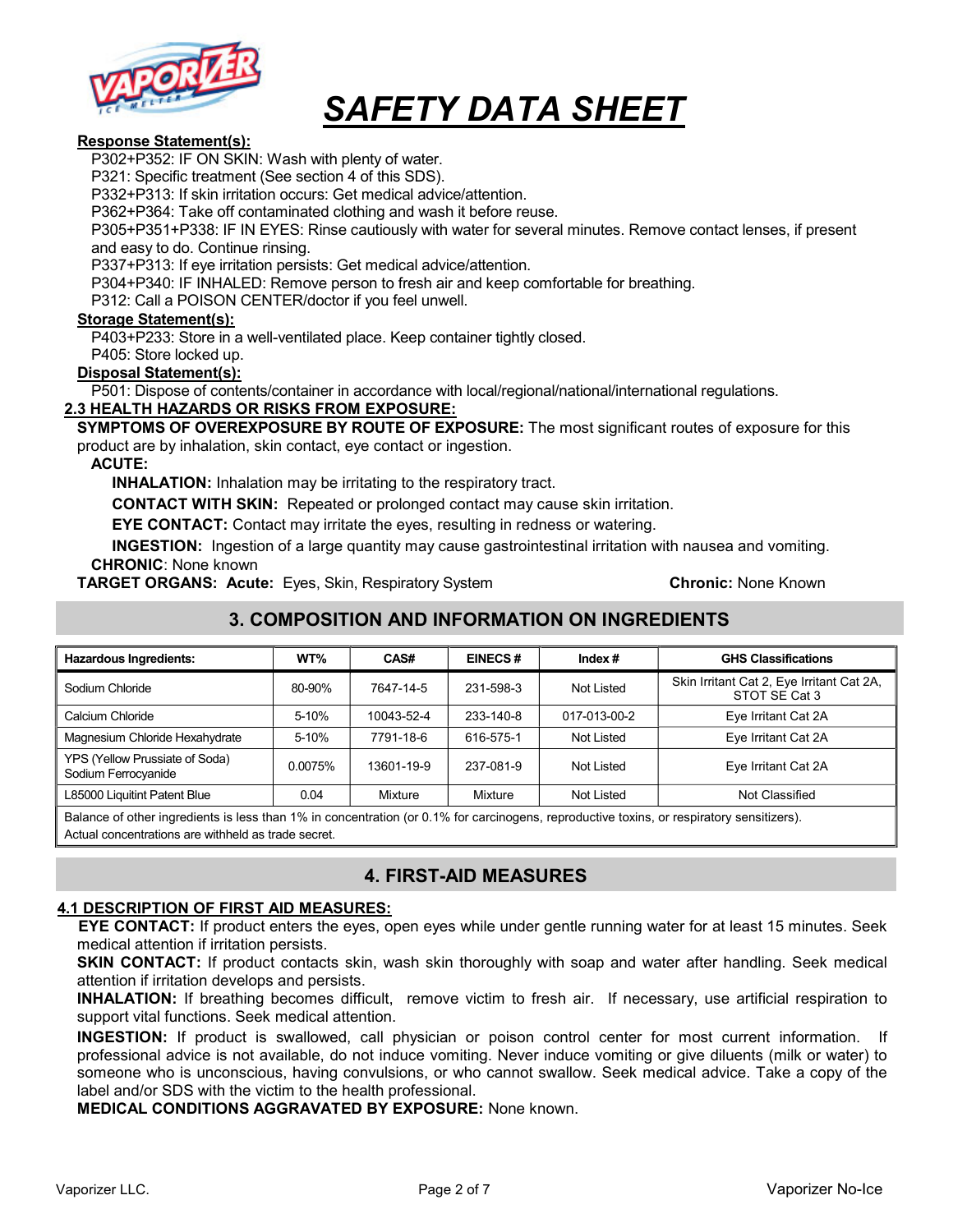# SAFETY DATA SHEET

**Response Statement(s):**

P302+P352: IF ON SKIN: Wash with plenty of water.
P321: Specific treatment (See section 4 of this SDS).
P332+P313: If skin irritation occurs: Get medical advice/attention.
P362+P364: Take off contaminated clothing and wash it before reuse.
P305+P351+P338: IF IN EYES: Rinse cautiously with water for several minutes. Remove contact lenses, if present and easy to do. Continue rinsing.
P337+P313: If eye irritation persists: Get medical advice/attention.
P304+P340: IF INHALED: Remove person to fresh air and keep comfortable for breathing.
P312: Call a POISON CENTER/doctor if you feel unwell.

**Storage Statement(s):**

P403+P233: Store in a well-ventilated place. Keep container tightly closed.
P405: Store locked up.

**Disposal Statement(s):**

P501: Dispose of contents/container in accordance with local/regional/national/international regulations.

**2.3 HEALTH HAZARDS OR RISKS FROM EXPOSURE:**

**SYMPTOMS OF OVEREXPOSURE BY ROUTE OF EXPOSURE:** The most significant routes of exposure for this product are by inhalation, skin contact, eye contact or ingestion.

**ACUTE:**

**INHALATION:** Inhalation may be irritating to the respiratory tract.

**CONTACT WITH SKIN:** Repeated or prolonged contact may cause skin irritation.

**EYE CONTACT:** Contact may irritate the eyes, resulting in redness or watering.

**INGESTION:** Ingestion of a large quantity may cause gastrointestinal irritation with nausea and vomiting.

**CHRONIC**: None known

**TARGET ORGANS: Acute:** Eyes, Skin, Respiratory System **Chronic:** None Known

## 3. COMPOSITION AND INFORMATION ON INGREDIENTS

| Hazardous Ingredients: | WT% | CAS# | EINECS # | Index # | GHS Classifications |
|---|---|---|---|---|---|
| Sodium Chloride | 80-90% | 7647-14-5 | 231-598-3 | Not Listed | Skin Irritant Cat 2, Eye Irritant Cat 2A, STOT SE Cat 3 |
| Calcium Chloride | 5-10% | 10043-52-4 | 233-140-8 | 017-013-00-2 | Eye Irritant Cat 2A |
| Magnesium Chloride Hexahydrate | 5-10% | 7791-18-6 | 616-575-1 | Not Listed | Eye Irritant Cat 2A |
| YPS (Yellow Prussiate of Soda) Sodium Ferrocyanide | 0.0075% | 13601-19-9 | 237-081-9 | Not Listed | Eye Irritant Cat 2A |
| L85000 Liquitint Patent Blue | 0.04 | Mixture | Mixture | Not Listed | Not Classified |
| Balance of other ingredients is less than 1% in concentration (or 0.1% for carcinogens, reproductive toxins, or respiratory sensitizers). Actual concentrations are withheld as trade secret. | | | | | |

## 4. FIRST-AID MEASURES

**4.1 DESCRIPTION OF FIRST AID MEASURES:**

**EYE CONTACT:** If product enters the eyes, open eyes while under gentle running water for at least 15 minutes. Seek medical attention if irritation persists.

**SKIN CONTACT:** If product contacts skin, wash skin thoroughly with soap and water after handling. Seek medical attention if irritation develops and persists.

**INHALATION:** If breathing becomes difficult, remove victim to fresh air. If necessary, use artificial respiration to support vital functions. Seek medical attention.

**INGESTION:** If product is swallowed, call physician or poison control center for most current information. If professional advice is not available, do not induce vomiting. Never induce vomiting or give diluents (milk or water) to someone who is unconscious, having convulsions, or who cannot swallow. Seek medical advice. Take a copy of the label and/or SDS with the victim to the health professional.

**MEDICAL CONDITIONS AGGRAVATED BY EXPOSURE:** None known.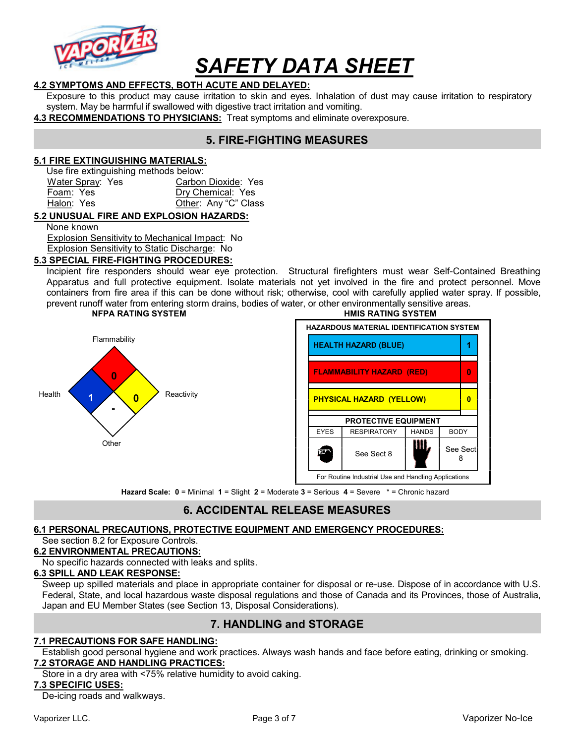# SAFETY DATA SHEET

**4.2 SYMPTOMS AND EFFECTS, BOTH ACUTE AND DELAYED:**

Exposure to this product may cause irritation to skin and eyes. Inhalation of dust may cause irritation to respiratory system. May be harmful if swallowed with digestive tract irritation and vomiting.

**4.3 RECOMMENDATIONS TO PHYSICIANS:** Treat symptoms and eliminate overexposure.

## 5. FIRE-FIGHTING MEASURES

**5.1 FIRE EXTINGUISHING MATERIALS:**

Use fire extinguishing methods below:

| | |
|---|---|
| Water Spray: Yes | Carbon Dioxide: Yes |
| Foam: Yes | Dry Chemical: Yes |
| Halon: Yes | Other: Any "C" Class |

**5.2 UNUSUAL FIRE AND EXPLOSION HAZARDS:**

None known

Explosion Sensitivity to Mechanical Impact: No

Explosion Sensitivity to Static Discharge: No

**5.3 SPECIAL FIRE-FIGHTING PROCEDURES:**

Incipient fire responders should wear eye protection. Structural firefighters must wear Self-Contained Breathing Apparatus and full protective equipment. Isolate materials not yet involved in the fire and protect personnel. Move containers from fire area if this can be done without risk; otherwise, cool with carefully applied water spray. If possible, prevent runoff water from entering storm drains, bodies of water, or other environmentally sensitive areas.

**NFPA RATING SYSTEM**

| Category | Rating |
|---|---|
| Flammability | 0 |
| Health | 1 |
| Reactivity | 0 |
| Other | - |

**HMIS RATING SYSTEM**

| HAZARDOUS MATERIAL IDENTIFICATION SYSTEM | |
|---|---|
| HEALTH HAZARD (BLUE) | 1 |
| FLAMMABILITY HAZARD (RED) | 0 |
| PHYSICAL HAZARD (YELLOW) | 0 |

| PROTECTIVE EQUIPMENT | | | |
|---|---|---|---|
| EYES | RESPIRATORY | HANDS | BODY |
| | See Sect 8 | | See Sect 8 |

For Routine Industrial Use and Handling Applications

**Hazard Scale: 0** = Minimal **1** = Slight **2** = Moderate **3** = Serious **4** = Severe * = Chronic hazard

## 6. ACCIDENTAL RELEASE MEASURES

**6.1 PERSONAL PRECAUTIONS, PROTECTIVE EQUIPMENT AND EMERGENCY PROCEDURES:**

See section 8.2 for Exposure Controls.

**6.2 ENVIRONMENTAL PRECAUTIONS:**

No specific hazards connected with leaks and splits.

**6.3 SPILL AND LEAK RESPONSE:**

Sweep up spilled materials and place in appropriate container for disposal or re-use. Dispose of in accordance with U.S. Federal, State, and local hazardous waste disposal regulations and those of Canada and its Provinces, those of Australia, Japan and EU Member States (see Section 13, Disposal Considerations).

## 7. HANDLING and STORAGE

**7.1 PRECAUTIONS FOR SAFE HANDLING:**

Establish good personal hygiene and work practices. Always wash hands and face before eating, drinking or smoking.

**7.2 STORAGE AND HANDLING PRACTICES:**

Store in a dry area with <75% relative humidity to avoid caking.

**7.3 SPECIFIC USES:**

De-icing roads and walkways.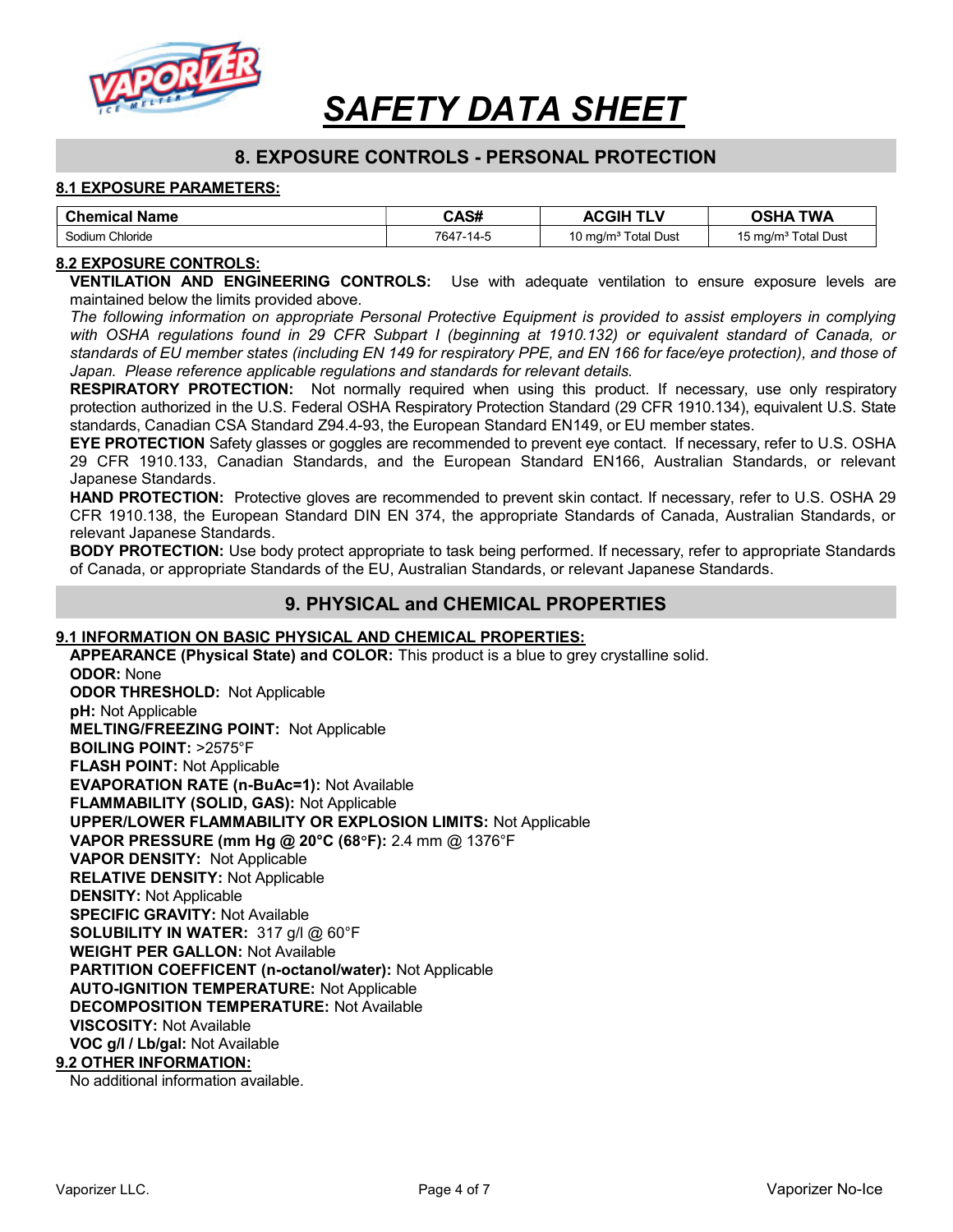# SAFETY DATA SHEET

## 8. EXPOSURE CONTROLS - PERSONAL PROTECTION

### 8.1 EXPOSURE PARAMETERS:

| Chemical Name | CAS# | ACGIH TLV | OSHA TWA |
|---|---|---|---|
| Sodium Chloride | 7647-14-5 | 10 $mg/m^3$ Total Dust | 15 $mg/m^3$ Total Dust |

### 8.2 EXPOSURE CONTROLS:

**VENTILATION AND ENGINEERING CONTROLS:** Use with adequate ventilation to ensure exposure levels are maintained below the limits provided above.

*The following information on appropriate Personal Protective Equipment is provided to assist employers in complying with OSHA regulations found in 29 CFR Subpart I (beginning at 1910.132) or equivalent standard of Canada, or standards of EU member states (including EN 149 for respiratory PPE, and EN 166 for face/eye protection), and those of Japan. Please reference applicable regulations and standards for relevant details.*

**RESPIRATORY PROTECTION:** Not normally required when using this product. If necessary, use only respiratory protection authorized in the U.S. Federal OSHA Respiratory Protection Standard (29 CFR 1910.134), equivalent U.S. State standards, Canadian CSA Standard Z94.4-93, the European Standard EN149, or EU member states.

**EYE PROTECTION** Safety glasses or goggles are recommended to prevent eye contact. If necessary, refer to U.S. OSHA 29 CFR 1910.133, Canadian Standards, and the European Standard EN166, Australian Standards, or relevant Japanese Standards.

**HAND PROTECTION:** Protective gloves are recommended to prevent skin contact. If necessary, refer to U.S. OSHA 29 CFR 1910.138, the European Standard DIN EN 374, the appropriate Standards of Canada, Australian Standards, or relevant Japanese Standards.

**BODY PROTECTION:** Use body protect appropriate to task being performed. If necessary, refer to appropriate Standards of Canada, or appropriate Standards of the EU, Australian Standards, or relevant Japanese Standards.

## 9. PHYSICAL and CHEMICAL PROPERTIES

### 9.1 INFORMATION ON BASIC PHYSICAL AND CHEMICAL PROPERTIES:

**APPEARANCE (Physical State) and COLOR:** This product is a blue to grey crystalline solid.
**ODOR:** None
**ODOR THRESHOLD:** Not Applicable
**pH:** Not Applicable
**MELTING/FREEZING POINT:** Not Applicable
**BOILING POINT:** >2575°F
**FLASH POINT:** Not Applicable
**EVAPORATION RATE (n-BuAc=1):** Not Available
**FLAMMABILITY (SOLID, GAS):** Not Applicable
**UPPER/LOWER FLAMMABILITY OR EXPLOSION LIMITS:** Not Applicable
**VAPOR PRESSURE (mm Hg @ 20°C (68°F):** 2.4 mm @ 1376°F
**VAPOR DENSITY:** Not Applicable
**RELATIVE DENSITY:** Not Applicable
**DENSITY:** Not Applicable
**SPECIFIC GRAVITY:** Not Available
**SOLUBILITY IN WATER:** 317 g/l @ 60°F
**WEIGHT PER GALLON:** Not Available
**PARTITION COEFFICENT (n-octanol/water):** Not Applicable
**AUTO-IGNITION TEMPERATURE:** Not Applicable
**DECOMPOSITION TEMPERATURE:** Not Available
**VISCOSITY:** Not Available
**VOC g/l / Lb/gal:** Not Available

### 9.2 OTHER INFORMATION:

No additional information available.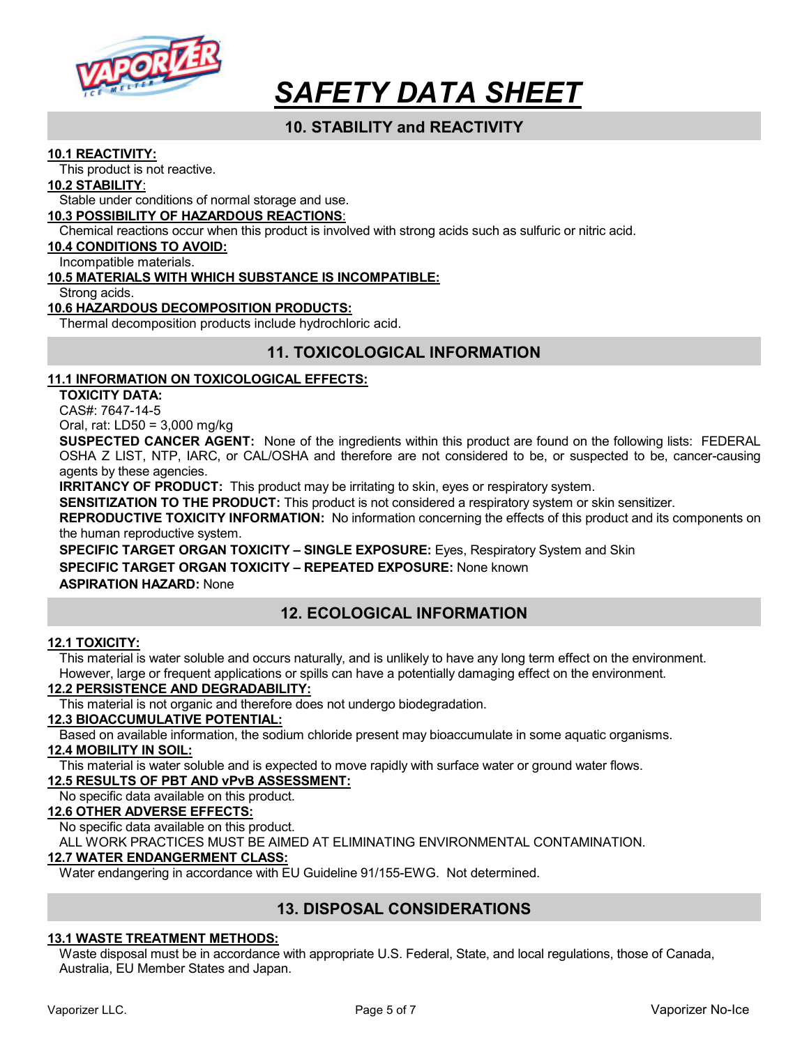# SAFETY DATA SHEET

## 10. STABILITY and REACTIVITY

**10.1 REACTIVITY:**

This product is not reactive.

**10.2 STABILITY:**

Stable under conditions of normal storage and use.

**10.3 POSSIBILITY OF HAZARDOUS REACTIONS:**

Chemical reactions occur when this product is involved with strong acids such as sulfuric or nitric acid.

**10.4 CONDITIONS TO AVOID:**

Incompatible materials.

**10.5 MATERIALS WITH WHICH SUBSTANCE IS INCOMPATIBLE:**

Strong acids.

**10.6 HAZARDOUS DECOMPOSITION PRODUCTS:**

Thermal decomposition products include hydrochloric acid.

## 11. TOXICOLOGICAL INFORMATION

**11.1 INFORMATION ON TOXICOLOGICAL EFFECTS:**

**TOXICITY DATA:**
CAS#: 7647-14-5
Oral, rat: LD50 = 3,000 mg/kg

**SUSPECTED CANCER AGENT:** None of the ingredients within this product are found on the following lists: FEDERAL OSHA Z LIST, NTP, IARC, or CAL/OSHA and therefore are not considered to be, or suspected to be, cancer-causing agents by these agencies.

**IRRITANCY OF PRODUCT:** This product may be irritating to skin, eyes or respiratory system.

**SENSITIZATION TO THE PRODUCT:** This product is not considered a respiratory system or skin sensitizer.

**REPRODUCTIVE TOXICITY INFORMATION:** No information concerning the effects of this product and its components on the human reproductive system.

**SPECIFIC TARGET ORGAN TOXICITY – SINGLE EXPOSURE:** Eyes, Respiratory System and Skin

**SPECIFIC TARGET ORGAN TOXICITY – REPEATED EXPOSURE:** None known

**ASPIRATION HAZARD:** None

## 12. ECOLOGICAL INFORMATION

**12.1 TOXICITY:**

This material is water soluble and occurs naturally, and is unlikely to have any long term effect on the environment. However, large or frequent applications or spills can have a potentially damaging effect on the environment.

**12.2 PERSISTENCE AND DEGRADABILITY:**

This material is not organic and therefore does not undergo biodegradation.

**12.3 BIOACCUMULATIVE POTENTIAL:**

Based on available information, the sodium chloride present may bioaccumulate in some aquatic organisms.

**12.4 MOBILITY IN SOIL:**

This material is water soluble and is expected to move rapidly with surface water or ground water flows.

**12.5 RESULTS OF PBT AND vPvB ASSESSMENT:**

No specific data available on this product.

**12.6 OTHER ADVERSE EFFECTS:**

No specific data available on this product.
ALL WORK PRACTICES MUST BE AIMED AT ELIMINATING ENVIRONMENTAL CONTAMINATION.

**12.7 WATER ENDANGERMENT CLASS:**

Water endangering in accordance with EU Guideline 91/155-EWG. Not determined.

## 13. DISPOSAL CONSIDERATIONS

**13.1 WASTE TREATMENT METHODS:**

Waste disposal must be in accordance with appropriate U.S. Federal, State, and local regulations, those of Canada, Australia, EU Member States and Japan.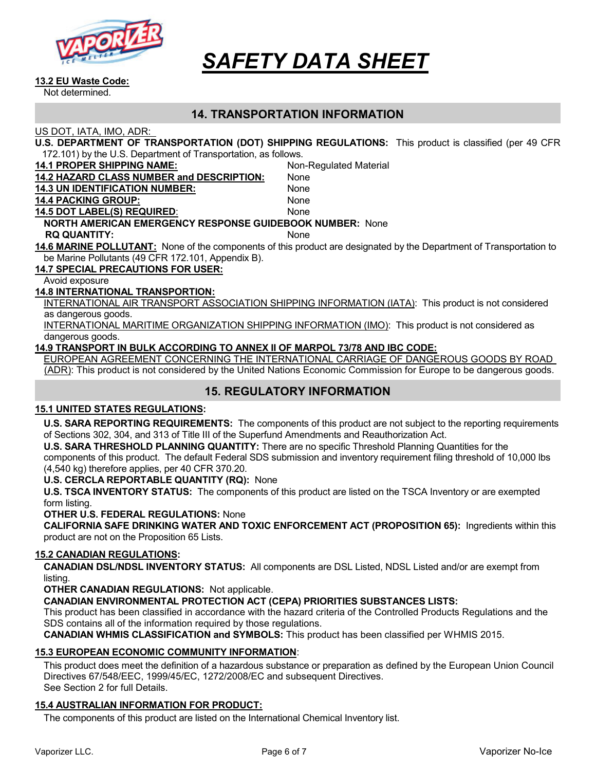**13.2 EU Waste Code:**

Not determined.

## 14. TRANSPORTATION INFORMATION

US DOT, IATA, IMO, ADR:

**U.S. DEPARTMENT OF TRANSPORTATION (DOT) SHIPPING REGULATIONS:** This product is classified (per 49 CFR 172.101) by the U.S. Department of Transportation, as follows.

| | |
|---|---|
| **14.1 PROPER SHIPPING NAME:** | Non-Regulated Material |
| **14.2 HAZARD CLASS NUMBER and DESCRIPTION:** | None |
| **14.3 UN IDENTIFICATION NUMBER:** | None |
| **14.4 PACKING GROUP:** | None |
| **14.5 DOT LABEL(S) REQUIRED:** | None |

**NORTH AMERICAN EMERGENCY RESPONSE GUIDEBOOK NUMBER:** None

**RQ QUANTITY:** None

**14.6 MARINE POLLUTANT:** None of the components of this product are designated by the Department of Transportation to be Marine Pollutants (49 CFR 172.101, Appendix B).

**14.7 SPECIAL PRECAUTIONS FOR USER:**

Avoid exposure

**14.8 INTERNATIONAL TRANSPORTION:**

INTERNATIONAL AIR TRANSPORT ASSOCIATION SHIPPING INFORMATION (IATA): This product is not considered as dangerous goods.

INTERNATIONAL MARITIME ORGANIZATION SHIPPING INFORMATION (IMO): This product is not considered as dangerous goods.

**14.9 TRANSPORT IN BULK ACCORDING TO ANNEX II OF MARPOL 73/78 AND IBC CODE:**

EUROPEAN AGREEMENT CONCERNING THE INTERNATIONAL CARRIAGE OF DANGEROUS GOODS BY ROAD (ADR): This product is not considered by the United Nations Economic Commission for Europe to be dangerous goods.

## 15. REGULATORY INFORMATION

**15.1 UNITED STATES REGULATIONS:**

**U.S. SARA REPORTING REQUIREMENTS:** The components of this product are not subject to the reporting requirements of Sections 302, 304, and 313 of Title III of the Superfund Amendments and Reauthorization Act.

**U.S. SARA THRESHOLD PLANNING QUANTITY:** There are no specific Threshold Planning Quantities for the components of this product. The default Federal SDS submission and inventory requirement filing threshold of 10,000 lbs (4,540 kg) therefore applies, per 40 CFR 370.20.

**U.S. CERCLA REPORTABLE QUANTITY (RQ):** None

**U.S. TSCA INVENTORY STATUS:** The components of this product are listed on the TSCA Inventory or are exempted form listing.

**OTHER U.S. FEDERAL REGULATIONS:** None

**CALIFORNIA SAFE DRINKING WATER AND TOXIC ENFORCEMENT ACT (PROPOSITION 65):** Ingredients within this product are not on the Proposition 65 Lists.

**15.2 CANADIAN REGULATIONS:**

**CANADIAN DSL/NDSL INVENTORY STATUS:** All components are DSL Listed, NDSL Listed and/or are exempt from listing.

**OTHER CANADIAN REGULATIONS:** Not applicable.

**CANADIAN ENVIRONMENTAL PROTECTION ACT (CEPA) PRIORITIES SUBSTANCES LISTS:**

This product has been classified in accordance with the hazard criteria of the Controlled Products Regulations and the SDS contains all of the information required by those regulations.

**CANADIAN WHMIS CLASSIFICATION and SYMBOLS:** This product has been classified per WHMIS 2015.

**15.3 EUROPEAN ECONOMIC COMMUNITY INFORMATION:**

This product does meet the definition of a hazardous substance or preparation as defined by the European Union Council Directives 67/548/EEC, 1999/45/EC, 1272/2008/EC and subsequent Directives.

See Section 2 for full Details.

**15.4 AUSTRALIAN INFORMATION FOR PRODUCT:**

The components of this product are listed on the International Chemical Inventory list.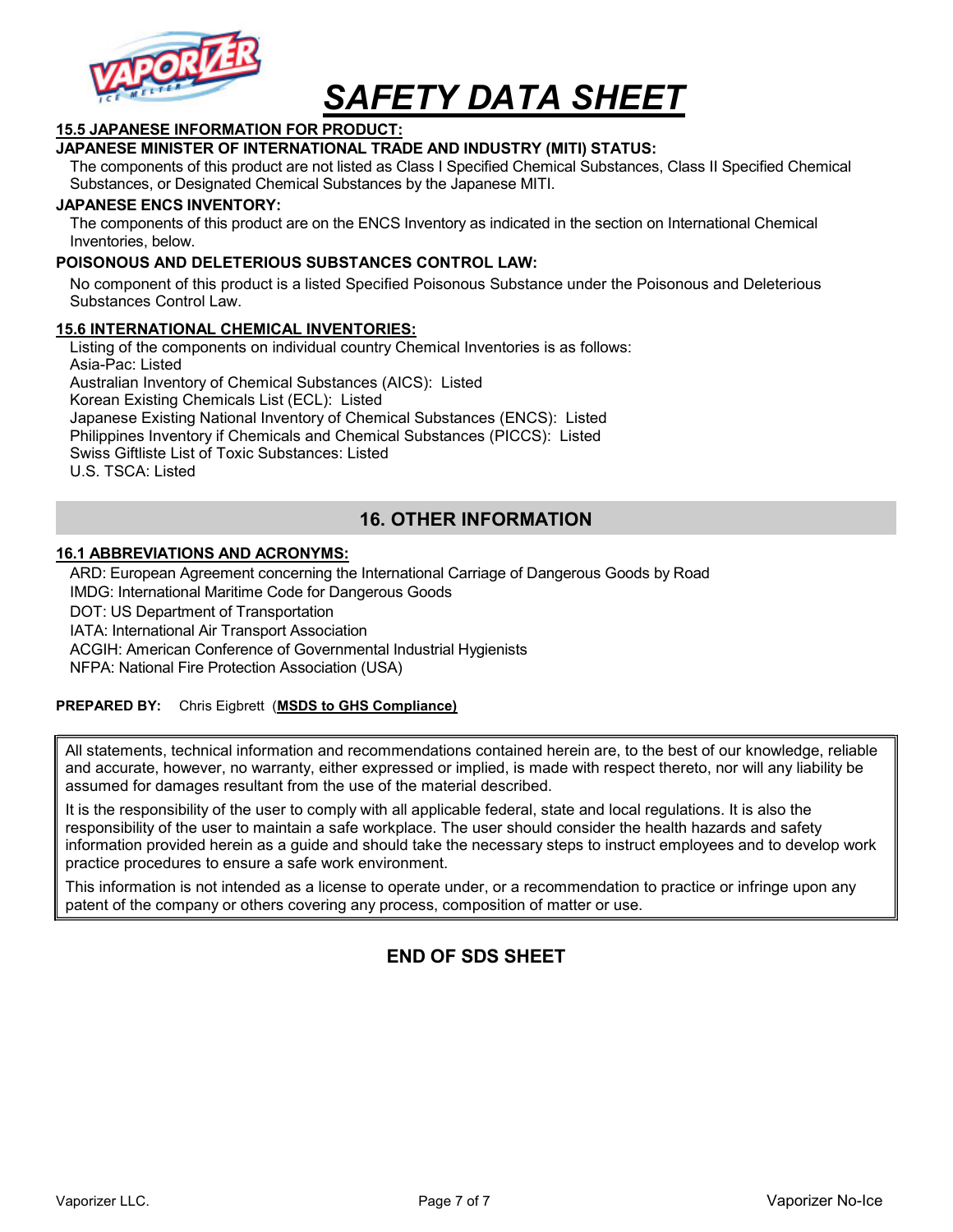**15.5 JAPANESE INFORMATION FOR PRODUCT:**

**JAPANESE MINISTER OF INTERNATIONAL TRADE AND INDUSTRY (MITI) STATUS:**

The components of this product are not listed as Class I Specified Chemical Substances, Class II Specified Chemical Substances, or Designated Chemical Substances by the Japanese MITI.

**JAPANESE ENCS INVENTORY:**

The components of this product are on the ENCS Inventory as indicated in the section on International Chemical Inventories, below.

**POISONOUS AND DELETERIOUS SUBSTANCES CONTROL LAW:**

No component of this product is a listed Specified Poisonous Substance under the Poisonous and Deleterious Substances Control Law.

**15.6 INTERNATIONAL CHEMICAL INVENTORIES:**

Listing of the components on individual country Chemical Inventories is as follows:
Asia-Pac: Listed
Australian Inventory of Chemical Substances (AICS): Listed
Korean Existing Chemicals List (ECL): Listed
Japanese Existing National Inventory of Chemical Substances (ENCS): Listed
Philippines Inventory if Chemicals and Chemical Substances (PICCS): Listed
Swiss Giftliste List of Toxic Substances: Listed
U.S. TSCA: Listed

## 16. OTHER INFORMATION

**16.1 ABBREVIATIONS AND ACRONYMS:**

ARD: European Agreement concerning the International Carriage of Dangerous Goods by Road
IMDG: International Maritime Code for Dangerous Goods
DOT: US Department of Transportation
IATA: International Air Transport Association
ACGIH: American Conference of Governmental Industrial Hygienists
NFPA: National Fire Protection Association (USA)

**PREPARED BY:** Chris Eigbrett (**MSDS to GHS Compliance)**

All statements, technical information and recommendations contained herein are, to the best of our knowledge, reliable and accurate, however, no warranty, either expressed or implied, is made with respect thereto, nor will any liability be assumed for damages resultant from the use of the material described.

It is the responsibility of the user to comply with all applicable federal, state and local regulations. It is also the responsibility of the user to maintain a safe workplace. The user should consider the health hazards and safety information provided herein as a guide and should take the necessary steps to instruct employees and to develop work practice procedures to ensure a safe work environment.

This information is not intended as a license to operate under, or a recommendation to practice or infringe upon any patent of the company or others covering any process, composition of matter or use.

**END OF SDS SHEET**